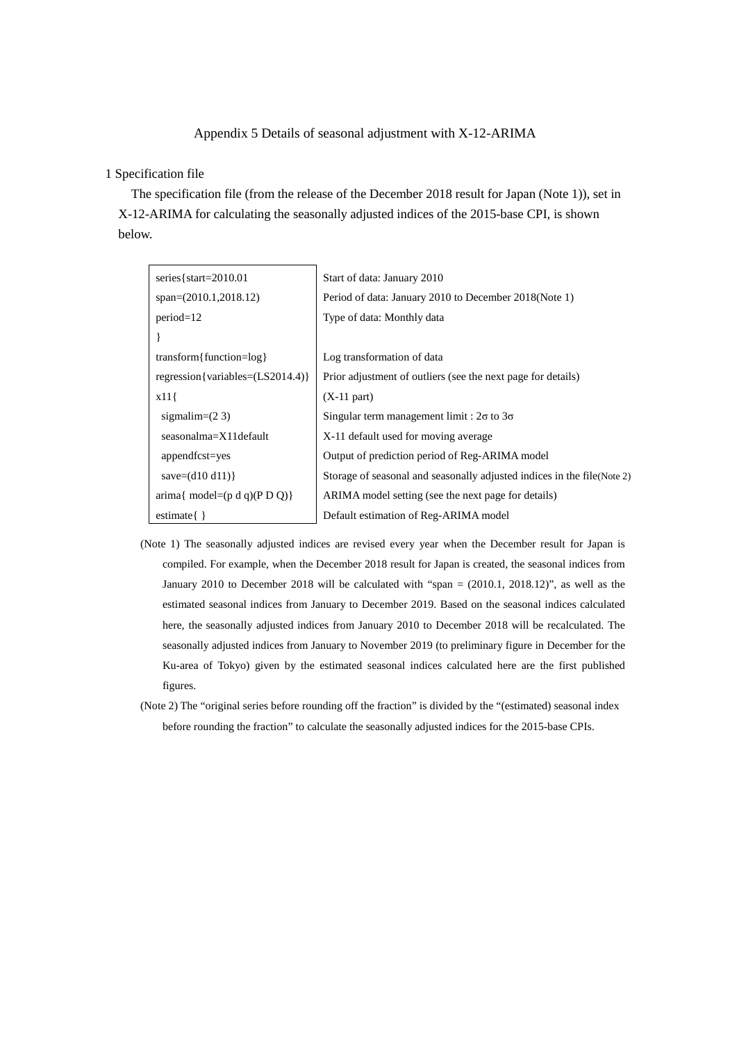# Appendix 5 Details of seasonal adjustment with X-12-ARIMA

## 1 Specification file

The specification file (from the release of the December 2018 result for Japan (Note 1)), set in X-12-ARIMA for calculating the seasonally adjusted indices of the 2015-base CPI, is shown below.

| Specification | Description |
|---|---|
| series{start=2010.01 | Start of data: January 2010 |
| span=(2010.1,2018.12) | Period of data: January 2010 to December 2018(Note 1) |
| period=12 | Type of data: Monthly data |
| } | |
| transform{function=log} | Log transformation of data |
| regression{variables=(LS2014.4)} | Prior adjustment of outliers (see the next page for details) |
| x11{ | (X-11 part) |
| sigmalim=(2 3) | Singular term management limit : 2σ to 3σ |
| seasonalma=X11default | X-11 default used for moving average |
| appendfcst=yes | Output of prediction period of Reg-ARIMA model |
| save=(d10 d11)} | Storage of seasonal and seasonally adjusted indices in the file(Note 2) |
| arima{ model=(p d q)(P D Q)} | ARIMA model setting (see the next page for details) |
| estimate{ } | Default estimation of Reg-ARIMA model |

(Note 1) The seasonally adjusted indices are revised every year when the December result for Japan is compiled. For example, when the December 2018 result for Japan is created, the seasonal indices from January 2010 to December 2018 will be calculated with "span = (2010.1, 2018.12)", as well as the estimated seasonal indices from January to December 2019. Based on the seasonal indices calculated here, the seasonally adjusted indices from January 2010 to December 2018 will be recalculated. The seasonally adjusted indices from January to November 2019 (to preliminary figure in December for the Ku-area of Tokyo) given by the estimated seasonal indices calculated here are the first published figures.

(Note 2) The "original series before rounding off the fraction" is divided by the "(estimated) seasonal index before rounding the fraction" to calculate the seasonally adjusted indices for the 2015-base CPIs.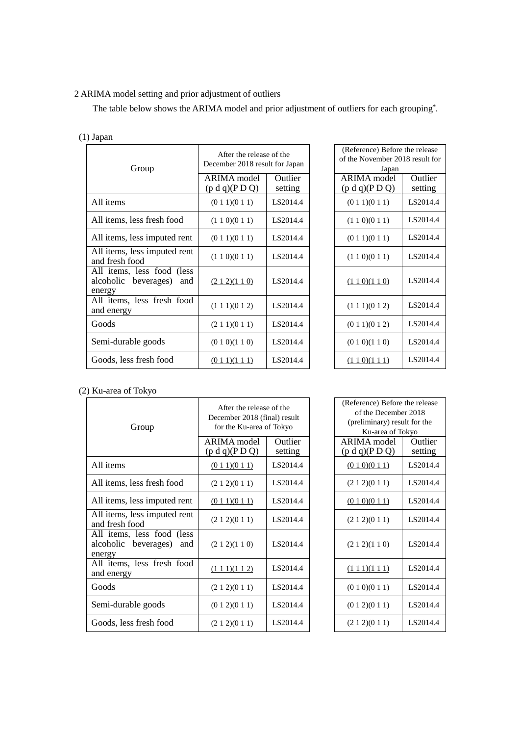2 ARIMA model setting and prior adjustment of outliers

The table below shows the ARIMA model and prior adjustment of outliers for each grouping*.

(1) Japan

| Group | After the release of the December 2018 result for Japan | | (Reference) Before the release of the November 2018 result for Japan | |
|---|---|---|---|---|
| | ARIMA model (p d q)(P D Q) | Outlier setting | ARIMA model (p d q)(P D Q) | Outlier setting |
| All items | (0 1 1)(0 1 1) | LS2014.4 | (0 1 1)(0 1 1) | LS2014.4 |
| All items, less fresh food | (1 1 0)(0 1 1) | LS2014.4 | (1 1 0)(0 1 1) | LS2014.4 |
| All items, less imputed rent | (0 1 1)(0 1 1) | LS2014.4 | (0 1 1)(0 1 1) | LS2014.4 |
| All items, less imputed rent and fresh food | (1 1 0)(0 1 1) | LS2014.4 | (1 1 0)(0 1 1) | LS2014.4 |
| All items, less food (less alcoholic beverages) and energy | <u>(2 1 2)(1 1 0)</u> | LS2014.4 | <u>(1 1 0)(1 1 0)</u> | LS2014.4 |
| All items, less fresh food and energy | (1 1 1)(0 1 2) | LS2014.4 | (1 1 1)(0 1 2) | LS2014.4 |
| Goods | <u>(2 1 1)(0 1 1)</u> | LS2014.4 | <u>(0 1 1)(0 1 2)</u> | LS2014.4 |
| Semi-durable goods | (0 1 0)(1 1 0) | LS2014.4 | (0 1 0)(1 1 0) | LS2014.4 |
| Goods, less fresh food | <u>(0 1 1)(1 1 1)</u> | LS2014.4 | <u>(1 1 0)(1 1 1)</u> | LS2014.4 |

(2) Ku-area of Tokyo

| Group | After the release of the December 2018 (final) result for the Ku-area of Tokyo | | (Reference) Before the release of the December 2018 (preliminary) result for the Ku-area of Tokyo | |
|---|---|---|---|---|
| | ARIMA model (p d q)(P D Q) | Outlier setting | ARIMA model (p d q)(P D Q) | Outlier setting |
| All items | <u>(0 1 1)(0 1 1)</u> | LS2014.4 | <u>(0 1 0)(0 1 1)</u> | LS2014.4 |
| All items, less fresh food | (2 1 2)(0 1 1) | LS2014.4 | (2 1 2)(0 1 1) | LS2014.4 |
| All items, less imputed rent | <u>(0 1 1)(0 1 1)</u> | LS2014.4 | <u>(0 1 0)(0 1 1)</u> | LS2014.4 |
| All items, less imputed rent and fresh food | (2 1 2)(0 1 1) | LS2014.4 | (2 1 2)(0 1 1) | LS2014.4 |
| All items, less food (less alcoholic beverages) and energy | (2 1 2)(1 1 0) | LS2014.4 | (2 1 2)(1 1 0) | LS2014.4 |
| All items, less fresh food and energy | <u>(1 1 1)(1 1 2)</u> | LS2014.4 | <u>(1 1 1)(1 1 1)</u> | LS2014.4 |
| Goods | <u>(2 1 2)(0 1 1)</u> | LS2014.4 | <u>(0 1 0)(0 1 1)</u> | LS2014.4 |
| Semi-durable goods | (0 1 2)(0 1 1) | LS2014.4 | (0 1 2)(0 1 1) | LS2014.4 |
| Goods, less fresh food | (2 1 2)(0 1 1) | LS2014.4 | (2 1 2)(0 1 1) | LS2014.4 |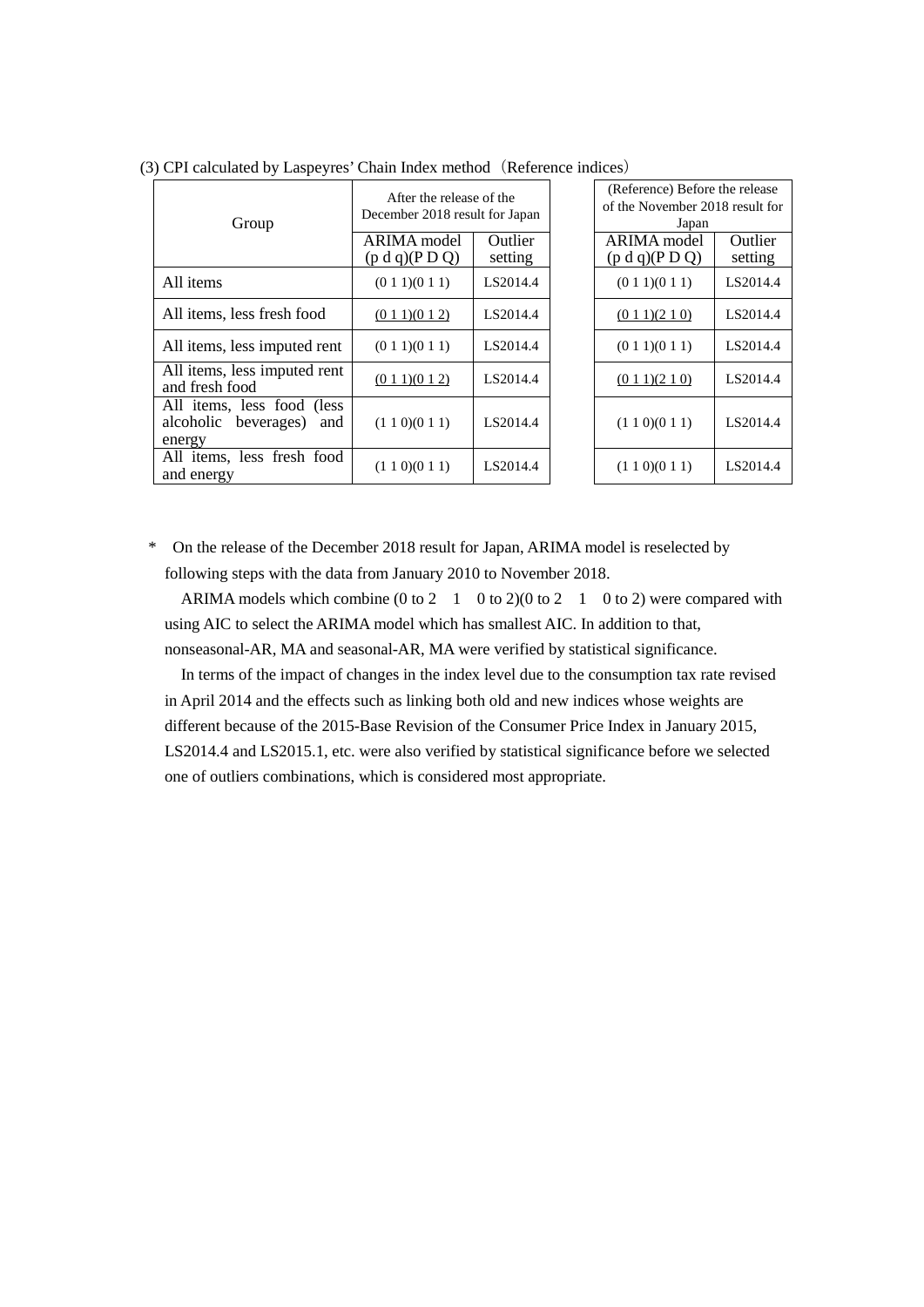(3) CPI calculated by Laspeyres' Chain Index method（Reference indices）

| Group | After the release of the December 2018 result for Japan | | (Reference) Before the release of the November 2018 result for Japan | |
|---|---|---|---|---|
| | ARIMA model (p d q)(P D Q) | Outlier setting | ARIMA model (p d q)(P D Q) | Outlier setting |
| All items | (0 1 1)(0 1 1) | LS2014.4 | (0 1 1)(0 1 1) | LS2014.4 |
| All items, less fresh food | <u>(0 1 1)(0 1 2)</u> | LS2014.4 | <u>(0 1 1)(2 1 0)</u> | LS2014.4 |
| All items, less imputed rent | (0 1 1)(0 1 1) | LS2014.4 | (0 1 1)(0 1 1) | LS2014.4 |
| All items, less imputed rent and fresh food | <u>(0 1 1)(0 1 2)</u> | LS2014.4 | <u>(0 1 1)(2 1 0)</u> | LS2014.4 |
| All items, less food (less alcoholic beverages) and energy | (1 1 0)(0 1 1) | LS2014.4 | (1 1 0)(0 1 1) | LS2014.4 |
| All items, less fresh food and energy | (1 1 0)(0 1 1) | LS2014.4 | (1 1 0)(0 1 1) | LS2014.4 |

* On the release of the December 2018 result for Japan, ARIMA model is reselected by following steps with the data from January 2010 to November 2018.

ARIMA models which combine (0 to 2 1 0 to 2)(0 to 2 1 0 to 2) were compared with using AIC to select the ARIMA model which has smallest AIC. In addition to that, nonseasonal-AR, MA and seasonal-AR, MA were verified by statistical significance.

In terms of the impact of changes in the index level due to the consumption tax rate revised in April 2014 and the effects such as linking both old and new indices whose weights are different because of the 2015-Base Revision of the Consumer Price Index in January 2015, LS2014.4 and LS2015.1, etc. were also verified by statistical significance before we selected one of outliers combinations, which is considered most appropriate.